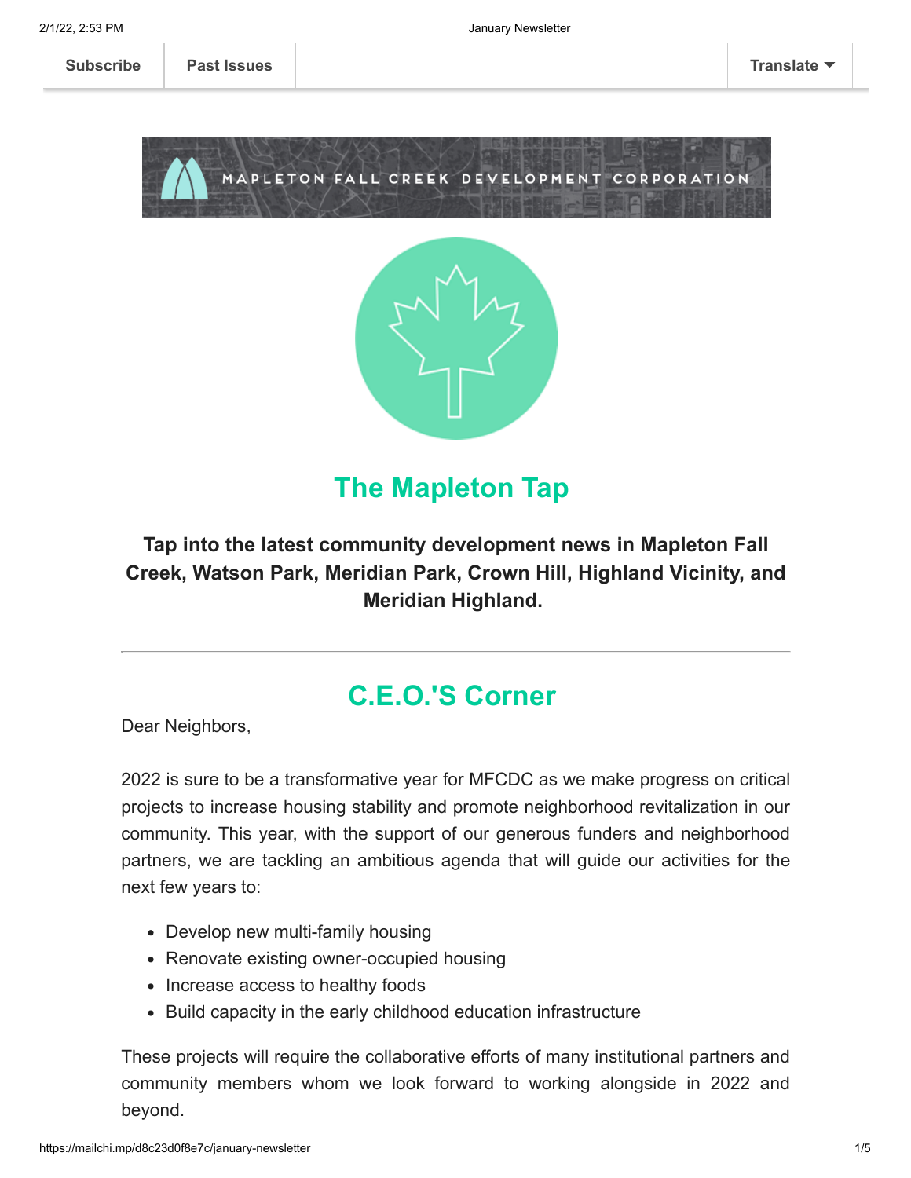Subscribe | Past Issues | Translate

MAPLETON FALL CREEK DEVELOPMENT CORPORATION

# The Mapleton Tap

**Tap into the latest community development news in Mapleton Fall Creek, Watson Park, Meridian Park, Crown Hill, Highland Vicinity, and Meridian Highland.**

---

## C.E.O.'S Corner

Dear Neighbors,

2022 is sure to be a transformative year for MFCDC as we make progress on critical projects to increase housing stability and promote neighborhood revitalization in our community. This year, with the support of our generous funders and neighborhood partners, we are tackling an ambitious agenda that will guide our activities for the next few years to:

- Develop new multi-family housing
- Renovate existing owner-occupied housing
- Increase access to healthy foods
- Build capacity in the early childhood education infrastructure

These projects will require the collaborative efforts of many institutional partners and community members whom we look forward to working alongside in 2022 and beyond.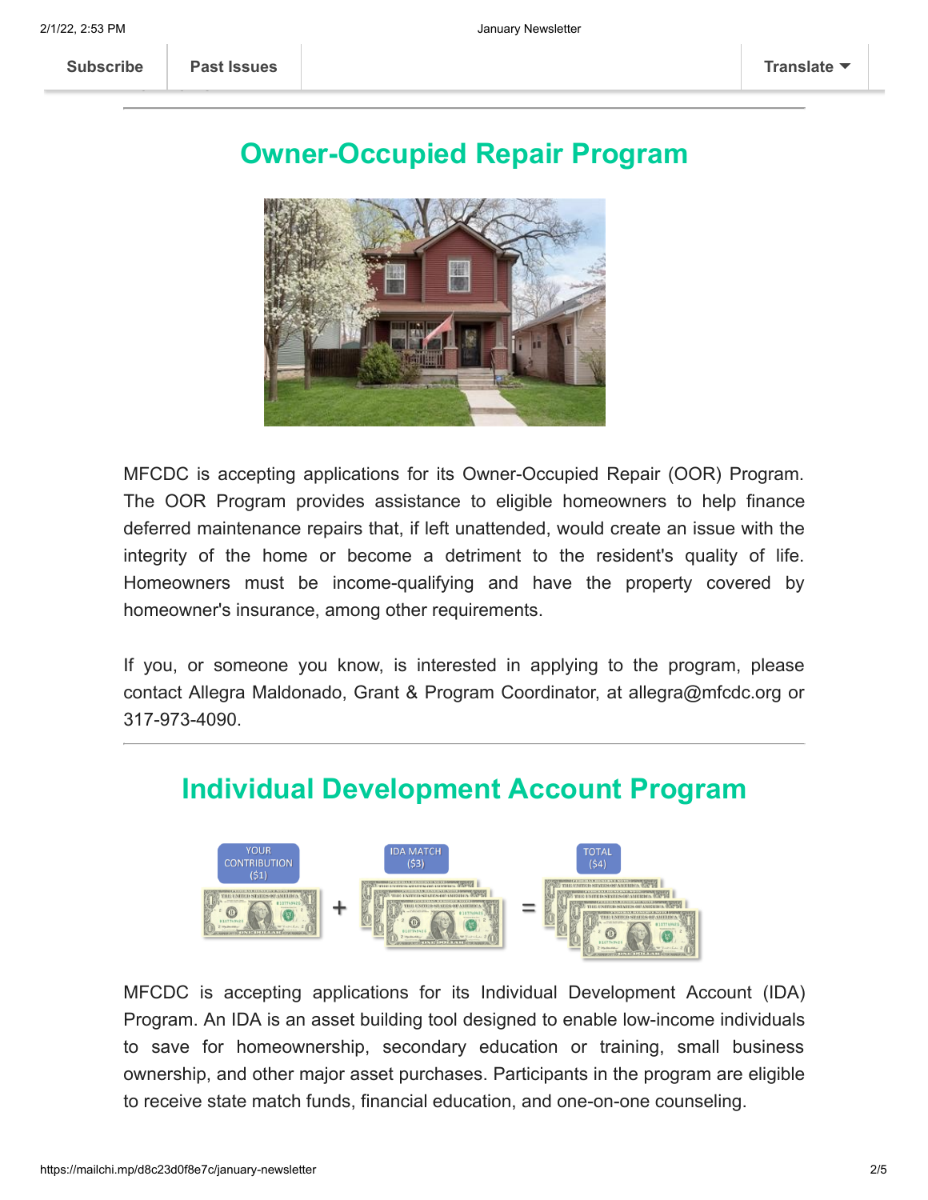## Owner-Occupied Repair Program

MFCDC is accepting applications for its Owner-Occupied Repair (OOR) Program. The OOR Program provides assistance to eligible homeowners to help finance deferred maintenance repairs that, if left unattended, would create an issue with the integrity of the home or become a detriment to the resident's quality of life. Homeowners must be income-qualifying and have the property covered by homeowner's insurance, among other requirements.

If you, or someone you know, is interested in applying to the program, please contact Allegra Maldonado, Grant & Program Coordinator, at allegra@mfcdc.org or 317-973-4090.

## Individual Development Account Program

MFCDC is accepting applications for its Individual Development Account (IDA) Program. An IDA is an asset building tool designed to enable low-income individuals to save for homeownership, secondary education or training, small business ownership, and other major asset purchases. Participants in the program are eligible to receive state match funds, financial education, and one-on-one counseling.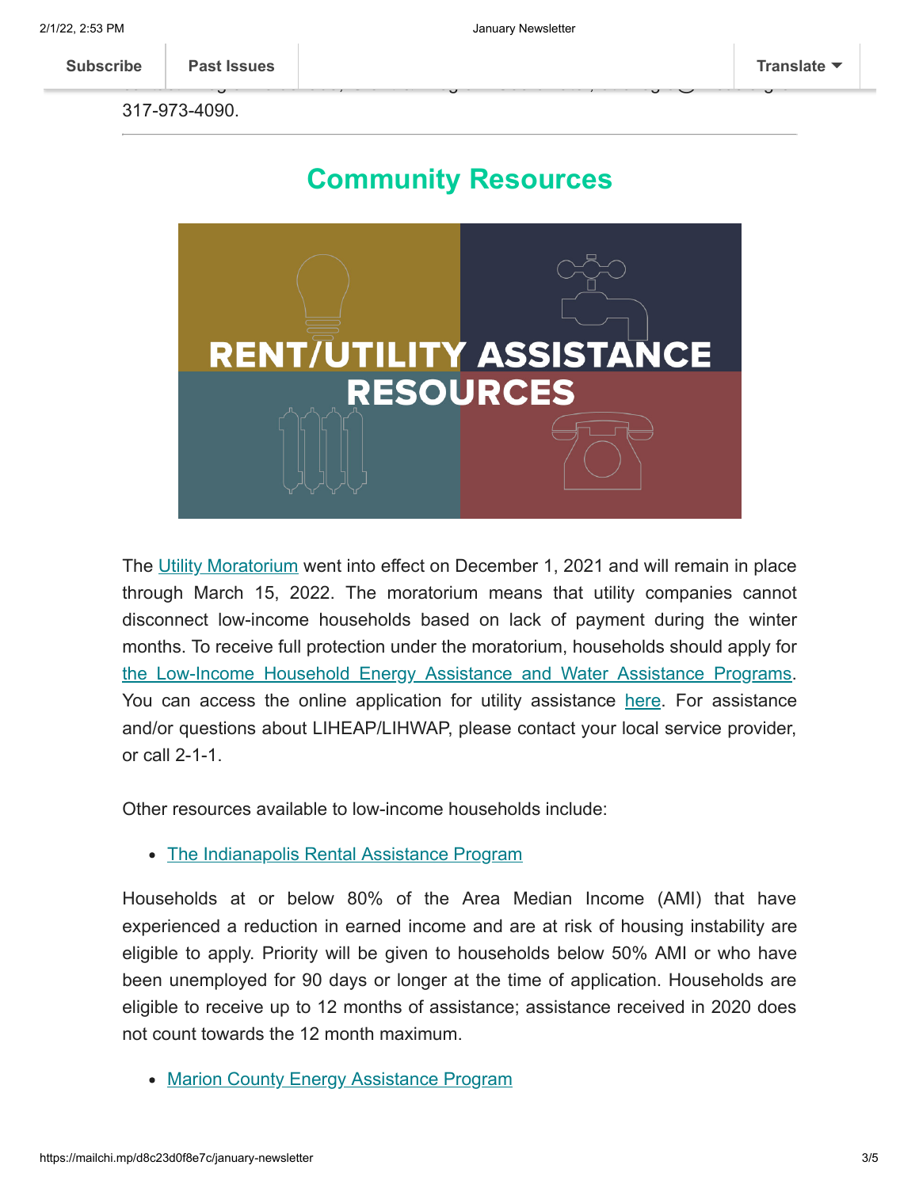317-973-4090.

---

## Community Resources

The Utility Moratorium went into effect on December 1, 2021 and will remain in place through March 15, 2022. The moratorium means that utility companies cannot disconnect low-income households based on lack of payment during the winter months. To receive full protection under the moratorium, households should apply for the Low-Income Household Energy Assistance and Water Assistance Programs. You can access the online application for utility assistance here. For assistance and/or questions about LIHEAP/LIHWAP, please contact your local service provider, or call 2-1-1.

Other resources available to low-income households include:

- The Indianapolis Rental Assistance Program

Households at or below 80% of the Area Median Income (AMI) that have experienced a reduction in earned income and are at risk of housing instability are eligible to apply. Priority will be given to households below 50% AMI or who have been unemployed for 90 days or longer at the time of application. Households are eligible to receive up to 12 months of assistance; assistance received in 2020 does not count towards the 12 month maximum.

- Marion County Energy Assistance Program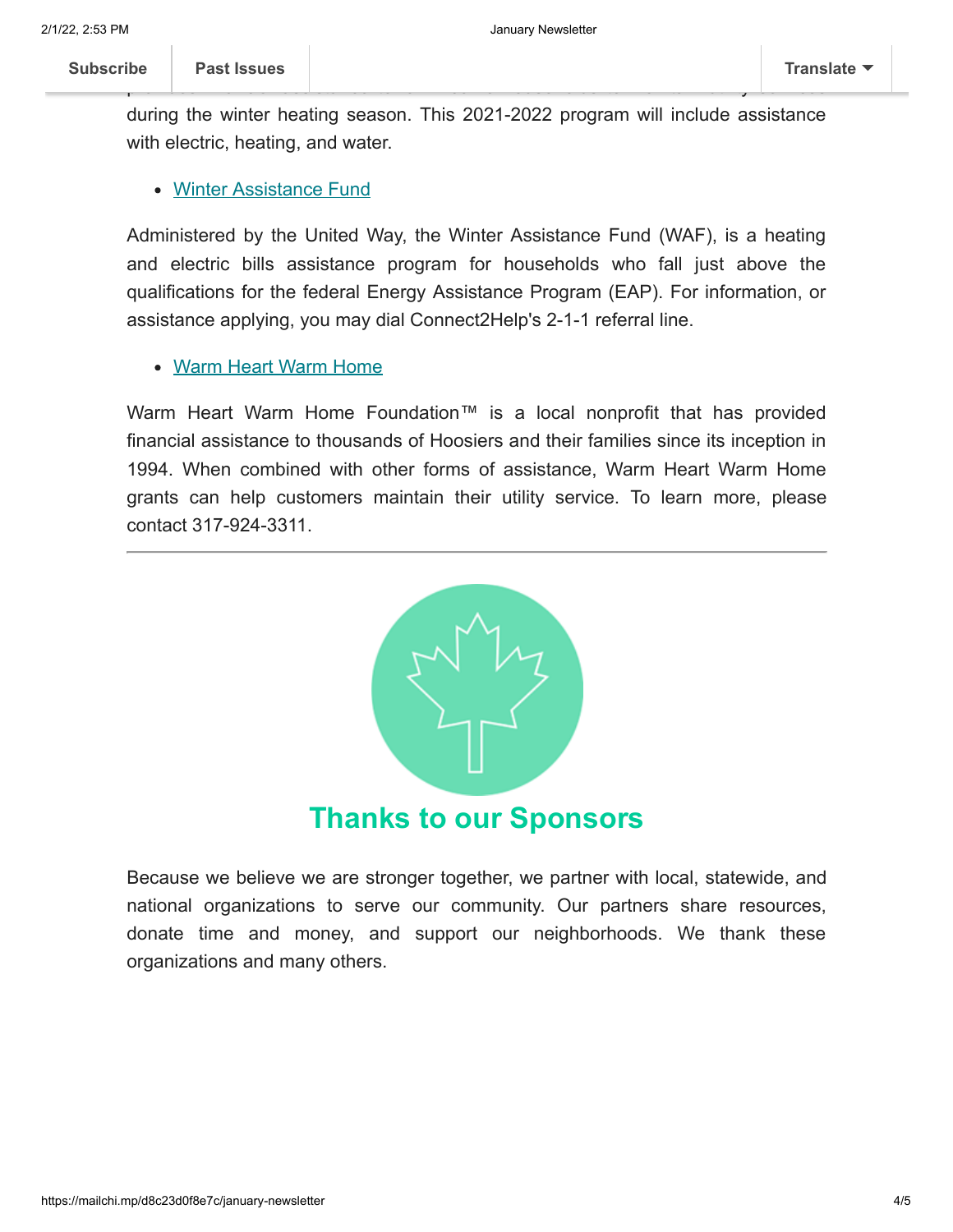during the winter heating season. This 2021-2022 program will include assistance with electric, heating, and water.

- [Winter Assistance Fund]()

Administered by the United Way, the Winter Assistance Fund (WAF), is a heating and electric bills assistance program for households who fall just above the qualifications for the federal Energy Assistance Program (EAP). For information, or assistance applying, you may dial Connect2Help's 2-1-1 referral line.

- [Warm Heart Warm Home]()

Warm Heart Warm Home Foundation™ is a local nonprofit that has provided financial assistance to thousands of Hoosiers and their families since its inception in 1994. When combined with other forms of assistance, Warm Heart Warm Home grants can help customers maintain their utility service. To learn more, please contact 317-924-3311.

---

## Thanks to our Sponsors

Because we believe we are stronger together, we partner with local, statewide, and national organizations to serve our community. Our partners share resources, donate time and money, and support our neighborhoods. We thank these organizations and many others.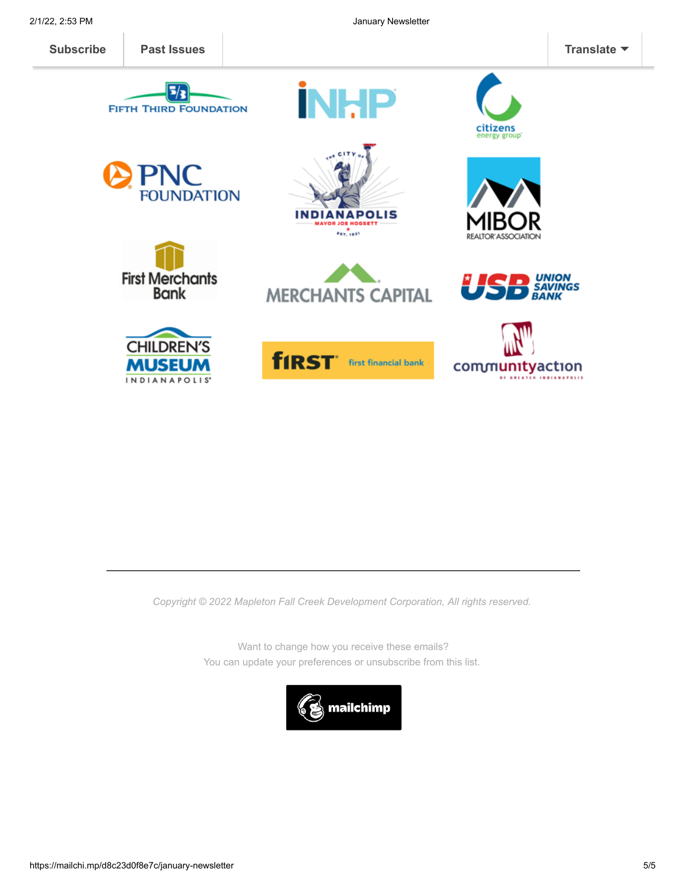Subscribe | Past Issues | Translate

Fifth Third Foundation | INHP | citizens energy group

PNC Foundation | The City of Indianapolis, Mayor Joe Hogsett | MIBOR Realtor Association

First Merchants Bank | Merchants Capital | USB Union Savings Bank

Children's Museum Indianapolis | First first financial bank | community action of greater indianapolis

---

*Copyright © 2022 Mapleton Fall Creek Development Corporation, All rights reserved.*

Want to change how you receive these emails?
You can update your preferences or unsubscribe from this list.

mailchimp